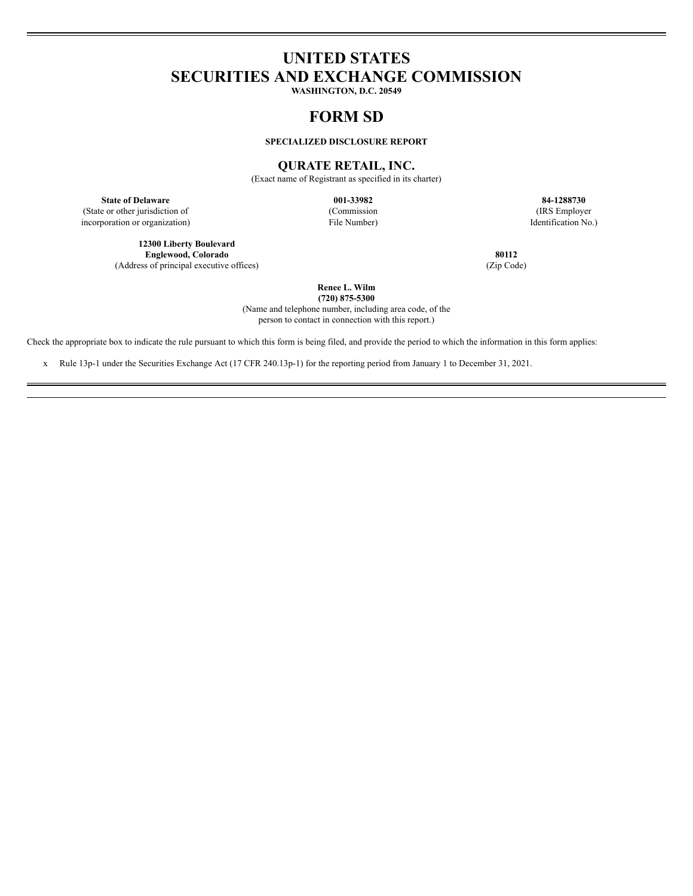# UNITED STATES
# SECURITIES AND EXCHANGE COMMISSION

**WASHINGTON, D.C. 20549**

# FORM SD

**SPECIALIZED DISCLOSURE REPORT**

## QURATE RETAIL, INC.

(Exact name of Registrant as specified in its charter)

| **State of Delaware** | **001-33982** | **84-1288730** |
|---|---|---|
| (State or other jurisdiction of incorporation or organization) | (Commission File Number) | (IRS Employer Identification No.) |

| **12300 Liberty Boulevard Englewood, Colorado** | **80112** |
|---|---|
| (Address of principal executive offices) | (Zip Code) |

**Renee L. Wilm**
**(720) 875-5300**
(Name and telephone number, including area code, of the person to contact in connection with this report.)

Check the appropriate box to indicate the rule pursuant to which this form is being filed, and provide the period to which the information in this form applies:

x Rule 13p-1 under the Securities Exchange Act (17 CFR 240.13p-1) for the reporting period from January 1 to December 31, 2021.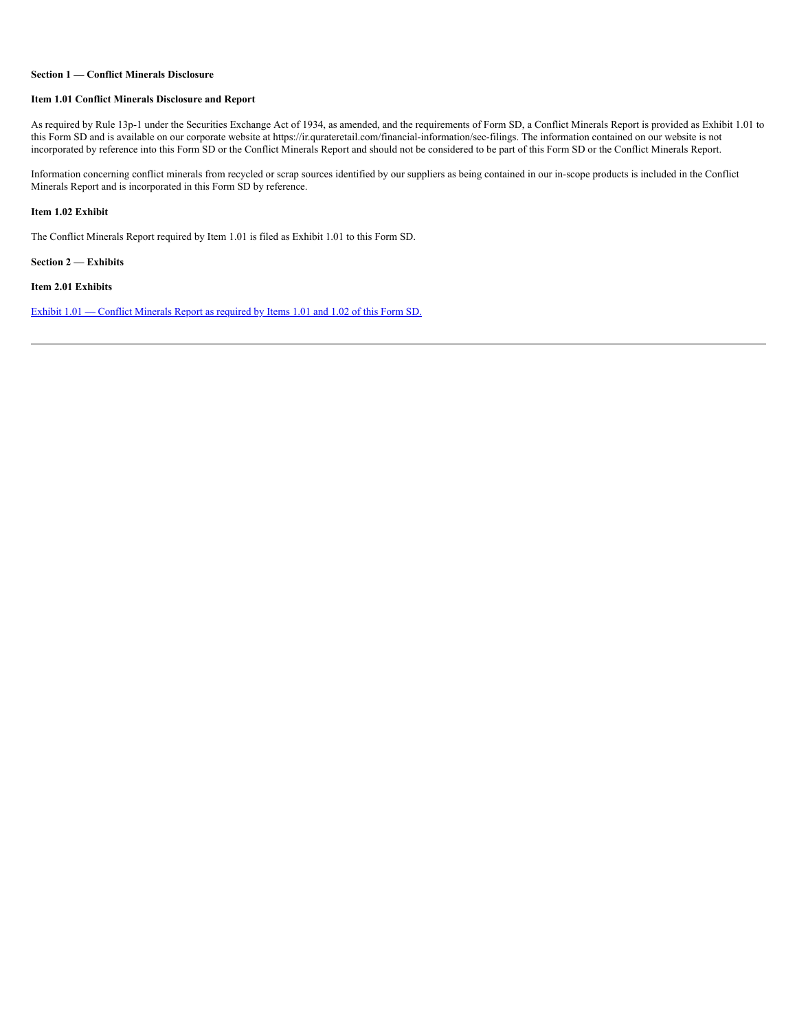**Section 1 — Conflict Minerals Disclosure**

**Item 1.01 Conflict Minerals Disclosure and Report**

As required by Rule 13p-1 under the Securities Exchange Act of 1934, as amended, and the requirements of Form SD, a Conflict Minerals Report is provided as Exhibit 1.01 to this Form SD and is available on our corporate website at https://ir.qurateretail.com/financial-information/sec-filings. The information contained on our website is not incorporated by reference into this Form SD or the Conflict Minerals Report and should not be considered to be part of this Form SD or the Conflict Minerals Report.

Information concerning conflict minerals from recycled or scrap sources identified by our suppliers as being contained in our in-scope products is included in the Conflict Minerals Report and is incorporated in this Form SD by reference.

**Item 1.02 Exhibit**

The Conflict Minerals Report required by Item 1.01 is filed as Exhibit 1.01 to this Form SD.

**Section 2 — Exhibits**

**Item 2.01 Exhibits**

Exhibit 1.01 — Conflict Minerals Report as required by Items 1.01 and 1.02 of this Form SD.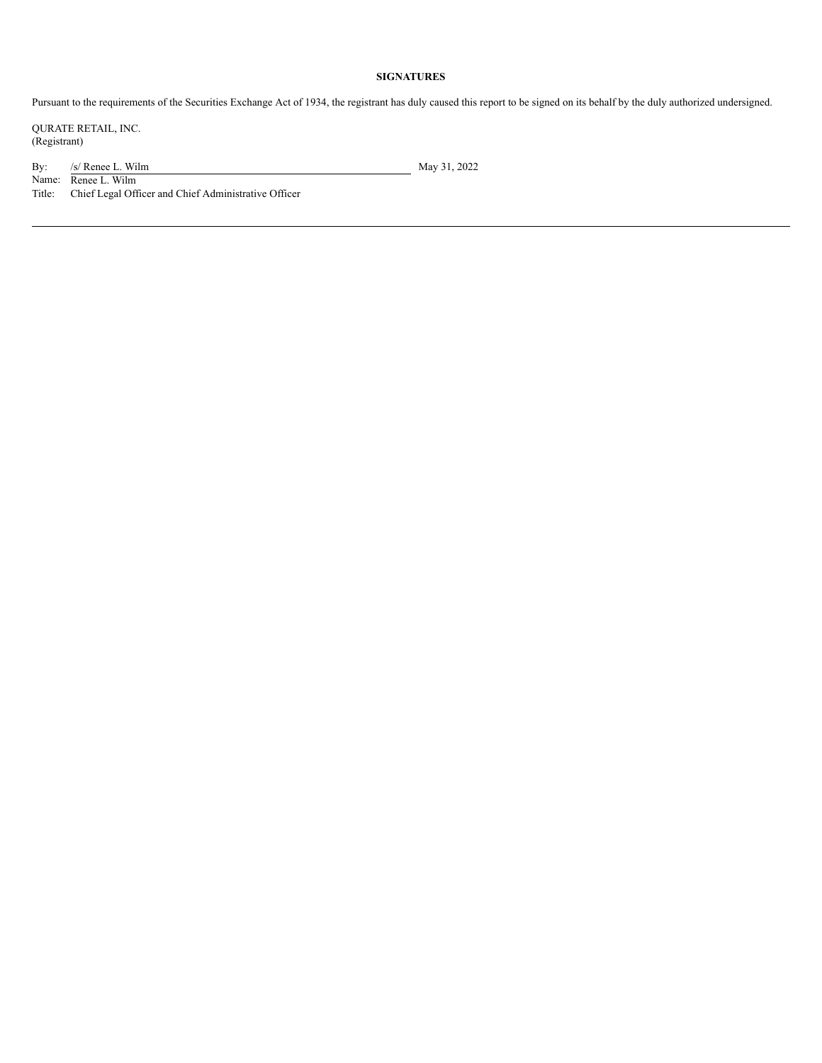**SIGNATURES**

Pursuant to the requirements of the Securities Exchange Act of 1934, the registrant has duly caused this report to be signed on its behalf by the duly authorized undersigned.

QURATE RETAIL, INC.
(Registrant)

By: /s/ Renee L. Wilm May 31, 2022
Name: Renee L. Wilm
Title: Chief Legal Officer and Chief Administrative Officer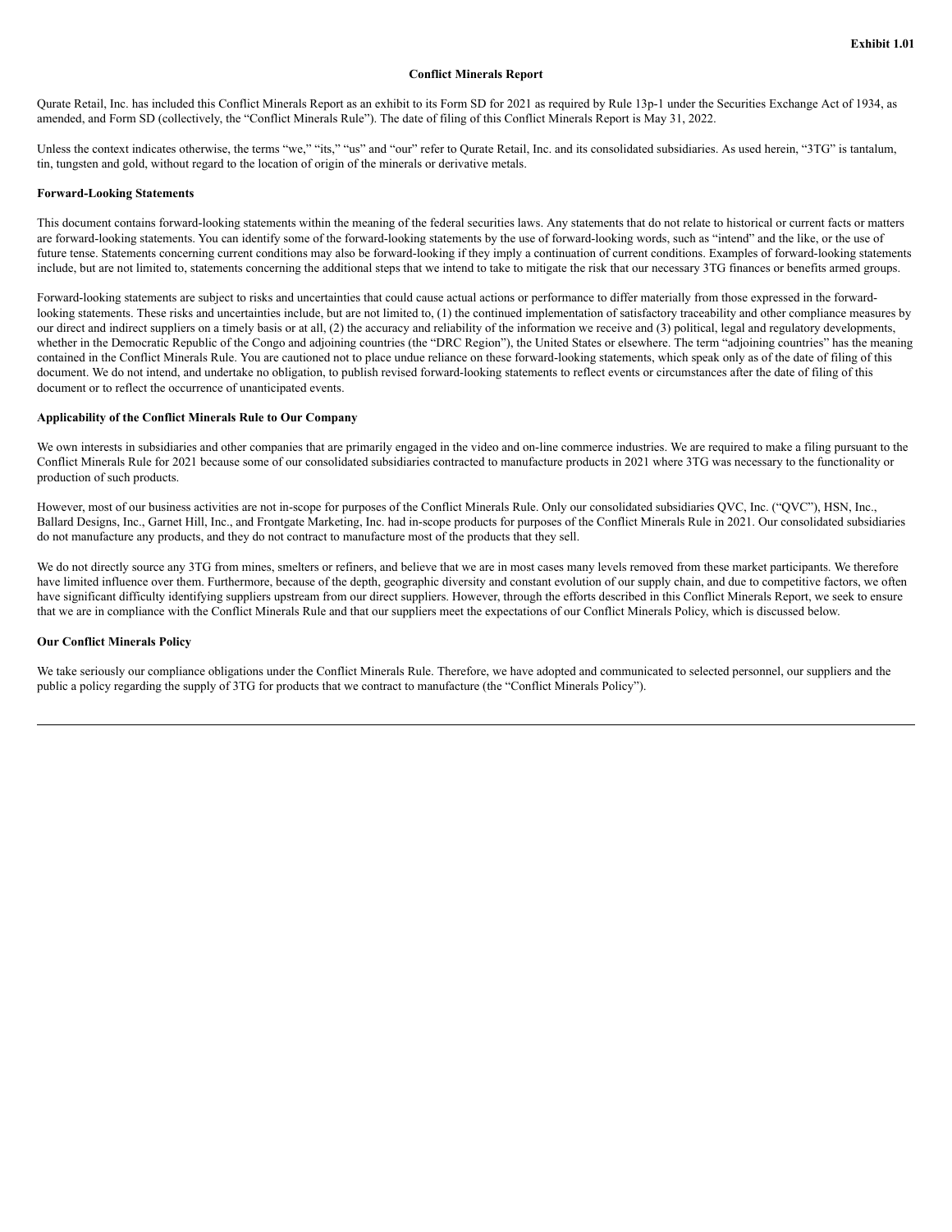Exhibit 1.01

# Conflict Minerals Report

Qurate Retail, Inc. has included this Conflict Minerals Report as an exhibit to its Form SD for 2021 as required by Rule 13p-1 under the Securities Exchange Act of 1934, as amended, and Form SD (collectively, the "Conflict Minerals Rule"). The date of filing of this Conflict Minerals Report is May 31, 2022.

Unless the context indicates otherwise, the terms "we," "its," "us" and "our" refer to Qurate Retail, Inc. and its consolidated subsidiaries. As used herein, "3TG" is tantalum, tin, tungsten and gold, without regard to the location of origin of the minerals or derivative metals.

## Forward-Looking Statements

This document contains forward-looking statements within the meaning of the federal securities laws. Any statements that do not relate to historical or current facts or matters are forward-looking statements. You can identify some of the forward-looking statements by the use of forward-looking words, such as "intend" and the like, or the use of future tense. Statements concerning current conditions may also be forward-looking if they imply a continuation of current conditions. Examples of forward-looking statements include, but are not limited to, statements concerning the additional steps that we intend to take to mitigate the risk that our necessary 3TG finances or benefits armed groups.

Forward-looking statements are subject to risks and uncertainties that could cause actual actions or performance to differ materially from those expressed in the forward-looking statements. These risks and uncertainties include, but are not limited to, (1) the continued implementation of satisfactory traceability and other compliance measures by our direct and indirect suppliers on a timely basis or at all, (2) the accuracy and reliability of the information we receive and (3) political, legal and regulatory developments, whether in the Democratic Republic of the Congo and adjoining countries (the "DRC Region"), the United States or elsewhere. The term "adjoining countries" has the meaning contained in the Conflict Minerals Rule. You are cautioned not to place undue reliance on these forward-looking statements, which speak only as of the date of filing of this document. We do not intend, and undertake no obligation, to publish revised forward-looking statements to reflect events or circumstances after the date of filing of this document or to reflect the occurrence of unanticipated events.

## Applicability of the Conflict Minerals Rule to Our Company

We own interests in subsidiaries and other companies that are primarily engaged in the video and on-line commerce industries. We are required to make a filing pursuant to the Conflict Minerals Rule for 2021 because some of our consolidated subsidiaries contracted to manufacture products in 2021 where 3TG was necessary to the functionality or production of such products.

However, most of our business activities are not in-scope for purposes of the Conflict Minerals Rule. Only our consolidated subsidiaries QVC, Inc. ("QVC"), HSN, Inc., Ballard Designs, Inc., Garnet Hill, Inc., and Frontgate Marketing, Inc. had in-scope products for purposes of the Conflict Minerals Rule in 2021. Our consolidated subsidiaries do not manufacture any products, and they do not contract to manufacture most of the products that they sell.

We do not directly source any 3TG from mines, smelters or refiners, and believe that we are in most cases many levels removed from these market participants. We therefore have limited influence over them. Furthermore, because of the depth, geographic diversity and constant evolution of our supply chain, and due to competitive factors, we often have significant difficulty identifying suppliers upstream from our direct suppliers. However, through the efforts described in this Conflict Minerals Report, we seek to ensure that we are in compliance with the Conflict Minerals Rule and that our suppliers meet the expectations of our Conflict Minerals Policy, which is discussed below.

## Our Conflict Minerals Policy

We take seriously our compliance obligations under the Conflict Minerals Rule. Therefore, we have adopted and communicated to selected personnel, our suppliers and the public a policy regarding the supply of 3TG for products that we contract to manufacture (the "Conflict Minerals Policy").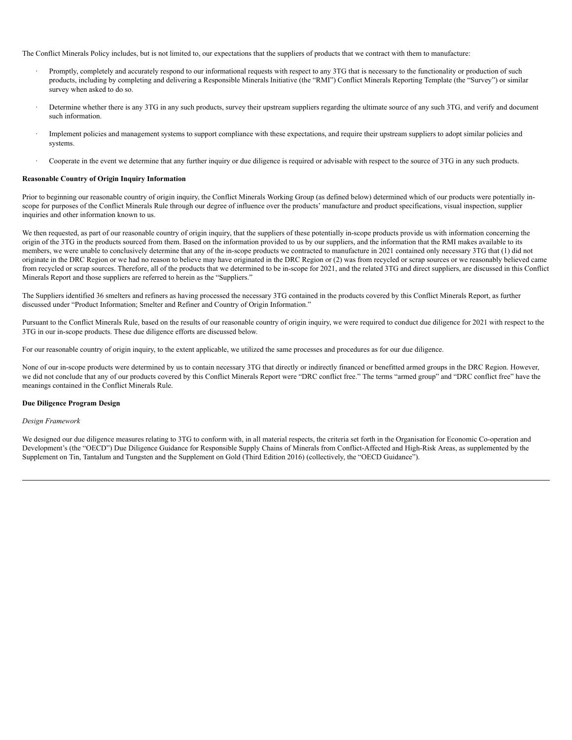The Conflict Minerals Policy includes, but is not limited to, our expectations that the suppliers of products that we contract with them to manufacture:

- Promptly, completely and accurately respond to our informational requests with respect to any 3TG that is necessary to the functionality or production of such products, including by completing and delivering a Responsible Minerals Initiative (the "RMI") Conflict Minerals Reporting Template (the "Survey") or similar survey when asked to do so.
- Determine whether there is any 3TG in any such products, survey their upstream suppliers regarding the ultimate source of any such 3TG, and verify and document such information.
- Implement policies and management systems to support compliance with these expectations, and require their upstream suppliers to adopt similar policies and systems.
- Cooperate in the event we determine that any further inquiry or due diligence is required or advisable with respect to the source of 3TG in any such products.

**Reasonable Country of Origin Inquiry Information**

Prior to beginning our reasonable country of origin inquiry, the Conflict Minerals Working Group (as defined below) determined which of our products were potentially in-scope for purposes of the Conflict Minerals Rule through our degree of influence over the products' manufacture and product specifications, visual inspection, supplier inquiries and other information known to us.

We then requested, as part of our reasonable country of origin inquiry, that the suppliers of these potentially in-scope products provide us with information concerning the origin of the 3TG in the products sourced from them. Based on the information provided to us by our suppliers, and the information that the RMI makes available to its members, we were unable to conclusively determine that any of the in-scope products we contracted to manufacture in 2021 contained only necessary 3TG that (1) did not originate in the DRC Region or we had no reason to believe may have originated in the DRC Region or (2) was from recycled or scrap sources or we reasonably believed came from recycled or scrap sources. Therefore, all of the products that we determined to be in-scope for 2021, and the related 3TG and direct suppliers, are discussed in this Conflict Minerals Report and those suppliers are referred to herein as the "Suppliers."

The Suppliers identified 36 smelters and refiners as having processed the necessary 3TG contained in the products covered by this Conflict Minerals Report, as further discussed under "Product Information; Smelter and Refiner and Country of Origin Information."

Pursuant to the Conflict Minerals Rule, based on the results of our reasonable country of origin inquiry, we were required to conduct due diligence for 2021 with respect to the 3TG in our in-scope products. These due diligence efforts are discussed below.

For our reasonable country of origin inquiry, to the extent applicable, we utilized the same processes and procedures as for our due diligence.

None of our in-scope products were determined by us to contain necessary 3TG that directly or indirectly financed or benefitted armed groups in the DRC Region. However, we did not conclude that any of our products covered by this Conflict Minerals Report were "DRC conflict free." The terms "armed group" and "DRC conflict free" have the meanings contained in the Conflict Minerals Rule.

**Due Diligence Program Design**

*Design Framework*

We designed our due diligence measures relating to 3TG to conform with, in all material respects, the criteria set forth in the Organisation for Economic Co-operation and Development's (the "OECD") Due Diligence Guidance for Responsible Supply Chains of Minerals from Conflict-Affected and High-Risk Areas, as supplemented by the Supplement on Tin, Tantalum and Tungsten and the Supplement on Gold (Third Edition 2016) (collectively, the "OECD Guidance").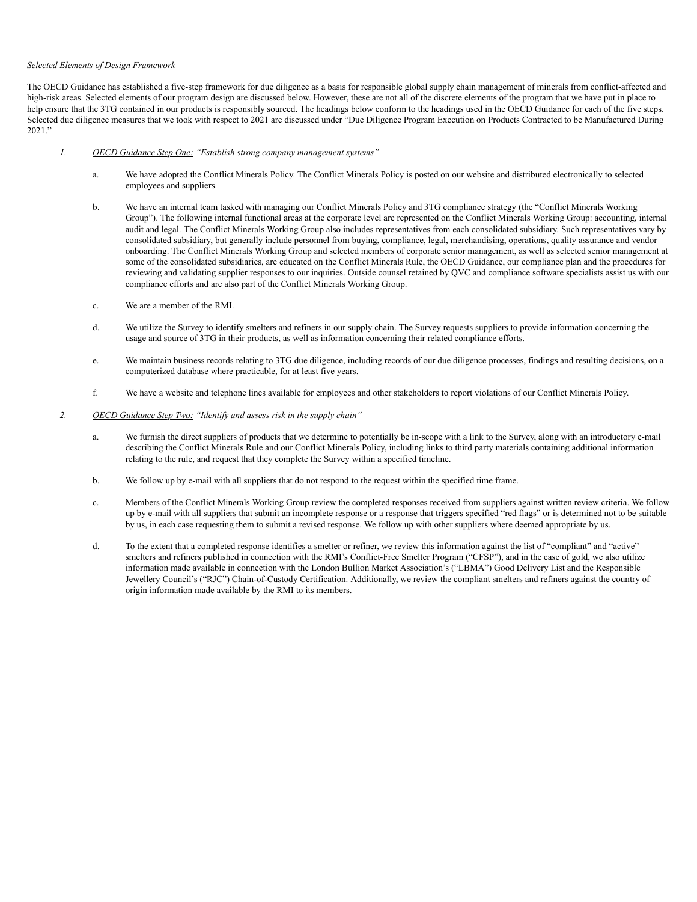*Selected Elements of Design Framework*

The OECD Guidance has established a five-step framework for due diligence as a basis for responsible global supply chain management of minerals from conflict-affected and high-risk areas. Selected elements of our program design are discussed below. However, these are not all of the discrete elements of the program that we have put in place to help ensure that the 3TG contained in our products is responsibly sourced. The headings below conform to the headings used in the OECD Guidance for each of the five steps. Selected due diligence measures that we took with respect to 2021 are discussed under "Due Diligence Program Execution on Products Contracted to be Manufactured During 2021."

1. *OECD Guidance Step One: "Establish strong company management systems"*

   a. We have adopted the Conflict Minerals Policy. The Conflict Minerals Policy is posted on our website and distributed electronically to selected employees and suppliers.

   b. We have an internal team tasked with managing our Conflict Minerals Policy and 3TG compliance strategy (the "Conflict Minerals Working Group"). The following internal functional areas at the corporate level are represented on the Conflict Minerals Working Group: accounting, internal audit and legal. The Conflict Minerals Working Group also includes representatives from each consolidated subsidiary. Such representatives vary by consolidated subsidiary, but generally include personnel from buying, compliance, legal, merchandising, operations, quality assurance and vendor onboarding. The Conflict Minerals Working Group and selected members of corporate senior management, as well as selected senior management at some of the consolidated subsidiaries, are educated on the Conflict Minerals Rule, the OECD Guidance, our compliance plan and the procedures for reviewing and validating supplier responses to our inquiries. Outside counsel retained by QVC and compliance software specialists assist us with our compliance efforts and are also part of the Conflict Minerals Working Group.

   c. We are a member of the RMI.

   d. We utilize the Survey to identify smelters and refiners in our supply chain. The Survey requests suppliers to provide information concerning the usage and source of 3TG in their products, as well as information concerning their related compliance efforts.

   e. We maintain business records relating to 3TG due diligence, including records of our due diligence processes, findings and resulting decisions, on a computerized database where practicable, for at least five years.

   f. We have a website and telephone lines available for employees and other stakeholders to report violations of our Conflict Minerals Policy.

2. *OECD Guidance Step Two: "Identify and assess risk in the supply chain"*

   a. We furnish the direct suppliers of products that we determine to potentially be in-scope with a link to the Survey, along with an introductory e-mail describing the Conflict Minerals Rule and our Conflict Minerals Policy, including links to third party materials containing additional information relating to the rule, and request that they complete the Survey within a specified timeline.

   b. We follow up by e-mail with all suppliers that do not respond to the request within the specified time frame.

   c. Members of the Conflict Minerals Working Group review the completed responses received from suppliers against written review criteria. We follow up by e-mail with all suppliers that submit an incomplete response or a response that triggers specified "red flags" or is determined not to be suitable by us, in each case requesting them to submit a revised response. We follow up with other suppliers where deemed appropriate by us.

   d. To the extent that a completed response identifies a smelter or refiner, we review this information against the list of "compliant" and "active" smelters and refiners published in connection with the RMI's Conflict-Free Smelter Program ("CFSP"), and in the case of gold, we also utilize information made available in connection with the London Bullion Market Association's ("LBMA") Good Delivery List and the Responsible Jewellery Council's ("RJC") Chain-of-Custody Certification. Additionally, we review the compliant smelters and refiners against the country of origin information made available by the RMI to its members.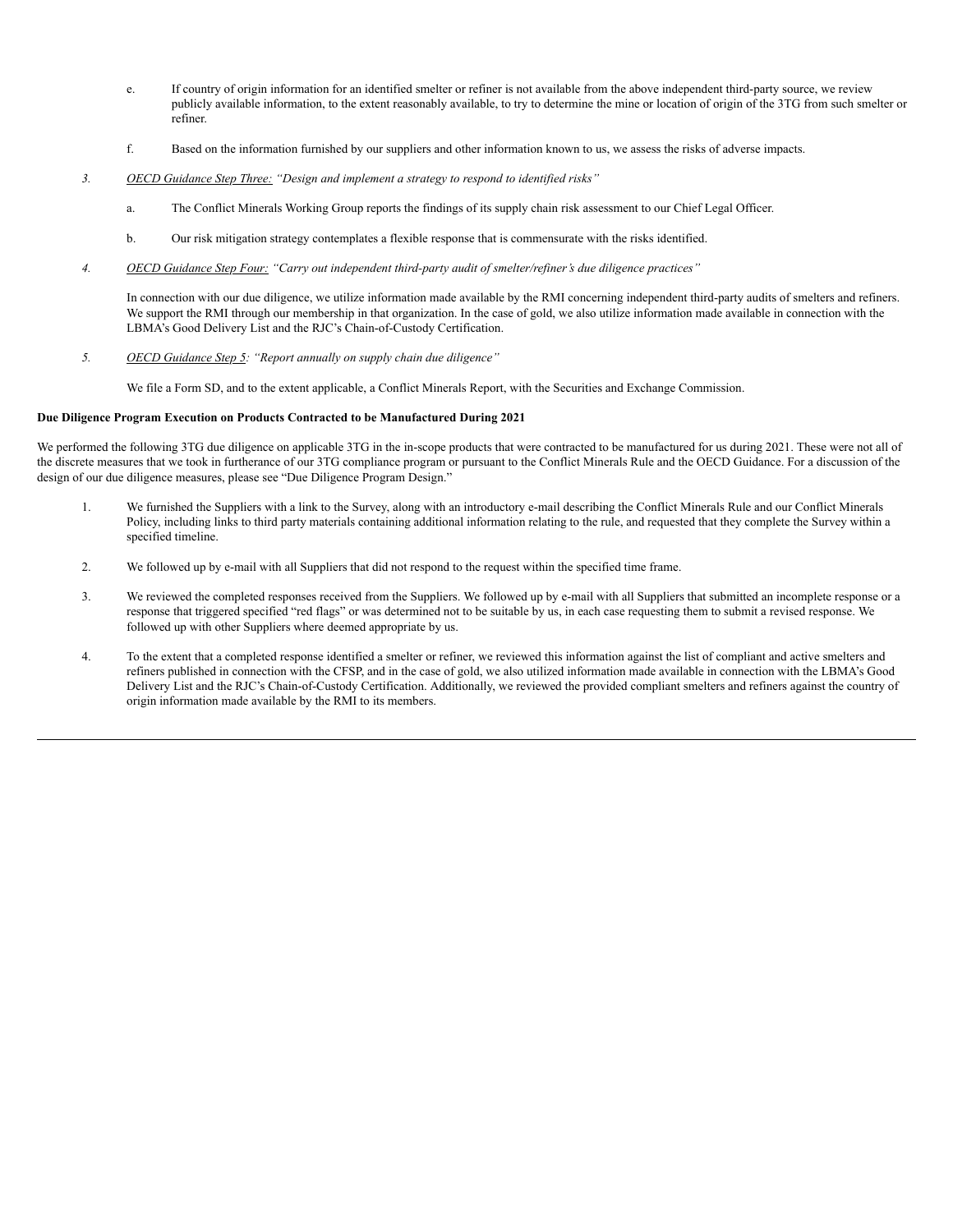e. If country of origin information for an identified smelter or refiner is not available from the above independent third-party source, we review publicly available information, to the extent reasonably available, to try to determine the mine or location of origin of the 3TG from such smelter or refiner.

f. Based on the information furnished by our suppliers and other information known to us, we assess the risks of adverse impacts.

3. *OECD Guidance Step Three: "Design and implement a strategy to respond to identified risks"*

   a. The Conflict Minerals Working Group reports the findings of its supply chain risk assessment to our Chief Legal Officer.

   b. Our risk mitigation strategy contemplates a flexible response that is commensurate with the risks identified.

4. *OECD Guidance Step Four: "Carry out independent third-party audit of smelter/refiner's due diligence practices"*

   In connection with our due diligence, we utilize information made available by the RMI concerning independent third-party audits of smelters and refiners. We support the RMI through our membership in that organization. In the case of gold, we also utilize information made available in connection with the LBMA's Good Delivery List and the RJC's Chain-of-Custody Certification.

5. *OECD Guidance Step 5: "Report annually on supply chain due diligence"*

   We file a Form SD, and to the extent applicable, a Conflict Minerals Report, with the Securities and Exchange Commission.

**Due Diligence Program Execution on Products Contracted to be Manufactured During 2021**

We performed the following 3TG due diligence on applicable 3TG in the in-scope products that were contracted to be manufactured for us during 2021. These were not all of the discrete measures that we took in furtherance of our 3TG compliance program or pursuant to the Conflict Minerals Rule and the OECD Guidance. For a discussion of the design of our due diligence measures, please see "Due Diligence Program Design."

1. We furnished the Suppliers with a link to the Survey, along with an introductory e-mail describing the Conflict Minerals Rule and our Conflict Minerals Policy, including links to third party materials containing additional information relating to the rule, and requested that they complete the Survey within a specified timeline.

2. We followed up by e-mail with all Suppliers that did not respond to the request within the specified time frame.

3. We reviewed the completed responses received from the Suppliers. We followed up by e-mail with all Suppliers that submitted an incomplete response or a response that triggered specified "red flags" or was determined not to be suitable by us, in each case requesting them to submit a revised response. We followed up with other Suppliers where deemed appropriate by us.

4. To the extent that a completed response identified a smelter or refiner, we reviewed this information against the list of compliant and active smelters and refiners published in connection with the CFSP, and in the case of gold, we also utilized information made available in connection with the LBMA's Good Delivery List and the RJC's Chain-of-Custody Certification. Additionally, we reviewed the provided compliant smelters and refiners against the country of origin information made available by the RMI to its members.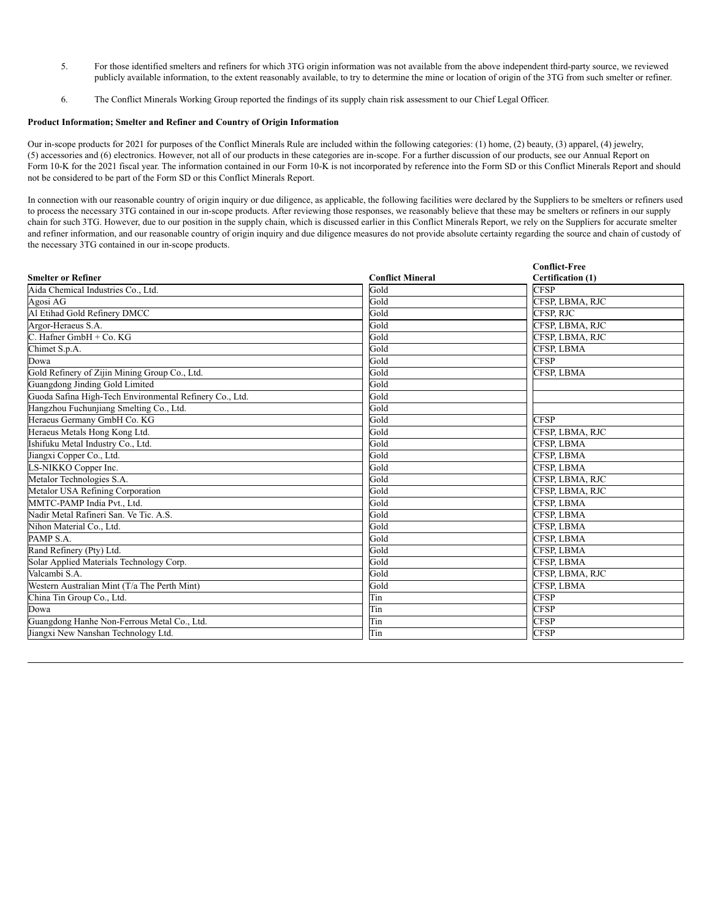5. For those identified smelters and refiners for which 3TG origin information was not available from the above independent third-party source, we reviewed publicly available information, to the extent reasonably available, to try to determine the mine or location of origin of the 3TG from such smelter or refiner.

6. The Conflict Minerals Working Group reported the findings of its supply chain risk assessment to our Chief Legal Officer.

**Product Information; Smelter and Refiner and Country of Origin Information**

Our in-scope products for 2021 for purposes of the Conflict Minerals Rule are included within the following categories: (1) home, (2) beauty, (3) apparel, (4) jewelry, (5) accessories and (6) electronics. However, not all of our products in these categories are in-scope. For a further discussion of our products, see our Annual Report on Form 10-K for the 2021 fiscal year. The information contained in our Form 10-K is not incorporated by reference into the Form SD or this Conflict Minerals Report and should not be considered to be part of the Form SD or this Conflict Minerals Report.

In connection with our reasonable country of origin inquiry or due diligence, as applicable, the following facilities were declared by the Suppliers to be smelters or refiners used to process the necessary 3TG contained in our in-scope products. After reviewing those responses, we reasonably believe that these may be smelters or refiners in our supply chain for such 3TG. However, due to our position in the supply chain, which is discussed earlier in this Conflict Minerals Report, we rely on the Suppliers for accurate smelter and refiner information, and our reasonable country of origin inquiry and due diligence measures do not provide absolute certainty regarding the source and chain of custody of the necessary 3TG contained in our in-scope products.

| Smelter or Refiner | Conflict Mineral | Conflict-Free Certification (1) |
|---|---|---|
| Aida Chemical Industries Co., Ltd. | Gold | CFSP |
| Agosi AG | Gold | CFSP, LBMA, RJC |
| Al Etihad Gold Refinery DMCC | Gold | CFSP, RJC |
| Argor-Heraeus S.A. | Gold | CFSP, LBMA, RJC |
| C. Hafner GmbH + Co. KG | Gold | CFSP, LBMA, RJC |
| Chimet S.p.A. | Gold | CFSP, LBMA |
| Dowa | Gold | CFSP |
| Gold Refinery of Zijin Mining Group Co., Ltd. | Gold | CFSP, LBMA |
| Guangdong Jinding Gold Limited | Gold | |
| Guoda Safina High-Tech Environmental Refinery Co., Ltd. | Gold | |
| Hangzhou Fuchunjiang Smelting Co., Ltd. | Gold | |
| Heraeus Germany GmbH Co. KG | Gold | CFSP |
| Heraeus Metals Hong Kong Ltd. | Gold | CFSP, LBMA, RJC |
| Ishifuku Metal Industry Co., Ltd. | Gold | CFSP, LBMA |
| Jiangxi Copper Co., Ltd. | Gold | CFSP, LBMA |
| LS-NIKKO Copper Inc. | Gold | CFSP, LBMA |
| Metalor Technologies S.A. | Gold | CFSP, LBMA, RJC |
| Metalor USA Refining Corporation | Gold | CFSP, LBMA, RJC |
| MMTC-PAMP India Pvt., Ltd. | Gold | CFSP, LBMA |
| Nadir Metal Rafineri San. Ve Tic. A.S. | Gold | CFSP, LBMA |
| Nihon Material Co., Ltd. | Gold | CFSP, LBMA |
| PAMP S.A. | Gold | CFSP, LBMA |
| Rand Refinery (Pty) Ltd. | Gold | CFSP, LBMA |
| Solar Applied Materials Technology Corp. | Gold | CFSP, LBMA |
| Valcambi S.A. | Gold | CFSP, LBMA, RJC |
| Western Australian Mint (T/a The Perth Mint) | Gold | CFSP, LBMA |
| China Tin Group Co., Ltd. | Tin | CFSP |
| Dowa | Tin | CFSP |
| Guangdong Hanhe Non-Ferrous Metal Co., Ltd. | Tin | CFSP |
| Jiangxi New Nanshan Technology Ltd. | Tin | CFSP |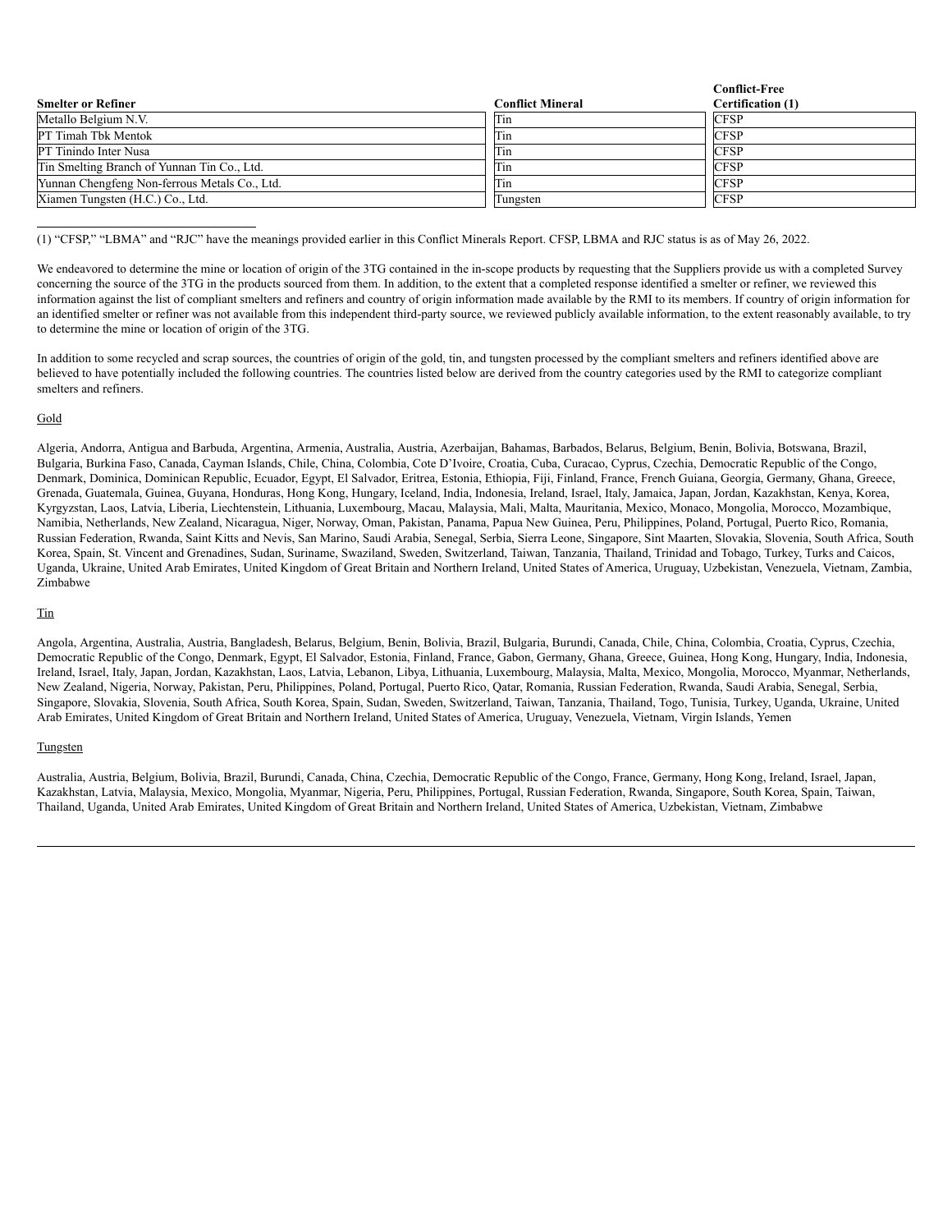| Smelter or Refiner | Conflict Mineral | Conflict-Free Certification (1) |
| --- | --- | --- |
| Metallo Belgium N.V. | Tin | CFSP |
| PT Timah Tbk Mentok | Tin | CFSP |
| PT Tinindo Inter Nusa | Tin | CFSP |
| Tin Smelting Branch of Yunnan Tin Co., Ltd. | Tin | CFSP |
| Yunnan Chengfeng Non-ferrous Metals Co., Ltd. | Tin | CFSP |
| Xiamen Tungsten (H.C.) Co., Ltd. | Tungsten | CFSP |

(1) “CFSP,” “LBMA” and “RJC” have the meanings provided earlier in this Conflict Minerals Report. CFSP, LBMA and RJC status is as of May 26, 2022.

We endeavored to determine the mine or location of origin of the 3TG contained in the in-scope products by requesting that the Suppliers provide us with a completed Survey concerning the source of the 3TG in the products sourced from them. In addition, to the extent that a completed response identified a smelter or refiner, we reviewed this information against the list of compliant smelters and refiners and country of origin information made available by the RMI to its members. If country of origin information for an identified smelter or refiner was not available from this independent third-party source, we reviewed publicly available information, to the extent reasonably available, to try to determine the mine or location of origin of the 3TG.

In addition to some recycled and scrap sources, the countries of origin of the gold, tin, and tungsten processed by the compliant smelters and refiners identified above are believed to have potentially included the following countries. The countries listed below are derived from the country categories used by the RMI to categorize compliant smelters and refiners.

Gold

Algeria, Andorra, Antigua and Barbuda, Argentina, Armenia, Australia, Austria, Azerbaijan, Bahamas, Barbados, Belarus, Belgium, Benin, Bolivia, Botswana, Brazil, Bulgaria, Burkina Faso, Canada, Cayman Islands, Chile, China, Colombia, Cote D’Ivoire, Croatia, Cuba, Curacao, Cyprus, Czechia, Democratic Republic of the Congo, Denmark, Dominica, Dominican Republic, Ecuador, Egypt, El Salvador, Eritrea, Estonia, Ethiopia, Fiji, Finland, France, French Guiana, Georgia, Germany, Ghana, Greece, Grenada, Guatemala, Guinea, Guyana, Honduras, Hong Kong, Hungary, Iceland, India, Indonesia, Ireland, Israel, Italy, Jamaica, Japan, Jordan, Kazakhstan, Kenya, Korea, Kyrgyzstan, Laos, Latvia, Liberia, Liechtenstein, Lithuania, Luxembourg, Macau, Malaysia, Mali, Malta, Mauritania, Mexico, Monaco, Mongolia, Morocco, Mozambique, Namibia, Netherlands, New Zealand, Nicaragua, Niger, Norway, Oman, Pakistan, Panama, Papua New Guinea, Peru, Philippines, Poland, Portugal, Puerto Rico, Romania, Russian Federation, Rwanda, Saint Kitts and Nevis, San Marino, Saudi Arabia, Senegal, Serbia, Sierra Leone, Singapore, Sint Maarten, Slovakia, Slovenia, South Africa, South Korea, Spain, St. Vincent and Grenadines, Sudan, Suriname, Swaziland, Sweden, Switzerland, Taiwan, Tanzania, Thailand, Trinidad and Tobago, Turkey, Turks and Caicos, Uganda, Ukraine, United Arab Emirates, United Kingdom of Great Britain and Northern Ireland, United States of America, Uruguay, Uzbekistan, Venezuela, Vietnam, Zambia, Zimbabwe

Tin

Angola, Argentina, Australia, Austria, Bangladesh, Belarus, Belgium, Benin, Bolivia, Brazil, Bulgaria, Burundi, Canada, Chile, China, Colombia, Croatia, Cyprus, Czechia, Democratic Republic of the Congo, Denmark, Egypt, El Salvador, Estonia, Finland, France, Gabon, Germany, Ghana, Greece, Guinea, Hong Kong, Hungary, India, Indonesia, Ireland, Israel, Italy, Japan, Jordan, Kazakhstan, Laos, Latvia, Lebanon, Libya, Lithuania, Luxembourg, Malaysia, Malta, Mexico, Mongolia, Morocco, Myanmar, Netherlands, New Zealand, Nigeria, Norway, Pakistan, Peru, Philippines, Poland, Portugal, Puerto Rico, Qatar, Romania, Russian Federation, Rwanda, Saudi Arabia, Senegal, Serbia, Singapore, Slovakia, Slovenia, South Africa, South Korea, Spain, Sudan, Sweden, Switzerland, Taiwan, Tanzania, Thailand, Togo, Tunisia, Turkey, Uganda, Ukraine, United Arab Emirates, United Kingdom of Great Britain and Northern Ireland, United States of America, Uruguay, Venezuela, Vietnam, Virgin Islands, Yemen

Tungsten

Australia, Austria, Belgium, Bolivia, Brazil, Burundi, Canada, China, Czechia, Democratic Republic of the Congo, France, Germany, Hong Kong, Ireland, Israel, Japan, Kazakhstan, Latvia, Malaysia, Mexico, Mongolia, Myanmar, Nigeria, Peru, Philippines, Portugal, Russian Federation, Rwanda, Singapore, South Korea, Spain, Taiwan, Thailand, Uganda, United Arab Emirates, United Kingdom of Great Britain and Northern Ireland, United States of America, Uzbekistan, Vietnam, Zimbabwe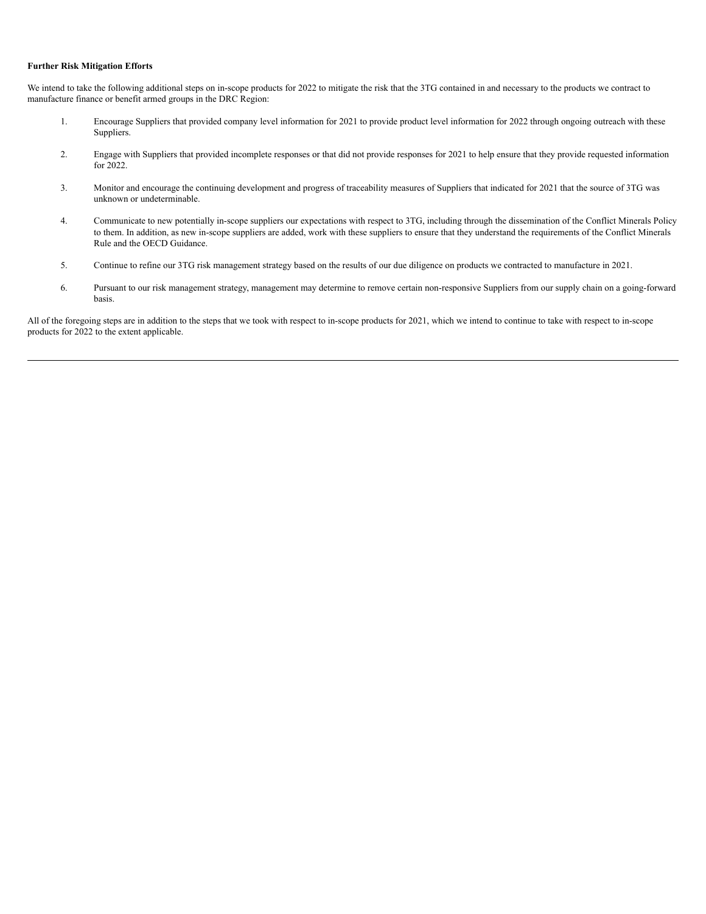**Further Risk Mitigation Efforts**

We intend to take the following additional steps on in-scope products for 2022 to mitigate the risk that the 3TG contained in and necessary to the products we contract to manufacture finance or benefit armed groups in the DRC Region:

1. Encourage Suppliers that provided company level information for 2021 to provide product level information for 2022 through ongoing outreach with these Suppliers.

2. Engage with Suppliers that provided incomplete responses or that did not provide responses for 2021 to help ensure that they provide requested information for 2022.

3. Monitor and encourage the continuing development and progress of traceability measures of Suppliers that indicated for 2021 that the source of 3TG was unknown or undeterminable.

4. Communicate to new potentially in-scope suppliers our expectations with respect to 3TG, including through the dissemination of the Conflict Minerals Policy to them. In addition, as new in-scope suppliers are added, work with these suppliers to ensure that they understand the requirements of the Conflict Minerals Rule and the OECD Guidance.

5. Continue to refine our 3TG risk management strategy based on the results of our due diligence on products we contracted to manufacture in 2021.

6. Pursuant to our risk management strategy, management may determine to remove certain non-responsive Suppliers from our supply chain on a going-forward basis.

All of the foregoing steps are in addition to the steps that we took with respect to in-scope products for 2021, which we intend to continue to take with respect to in-scope products for 2022 to the extent applicable.